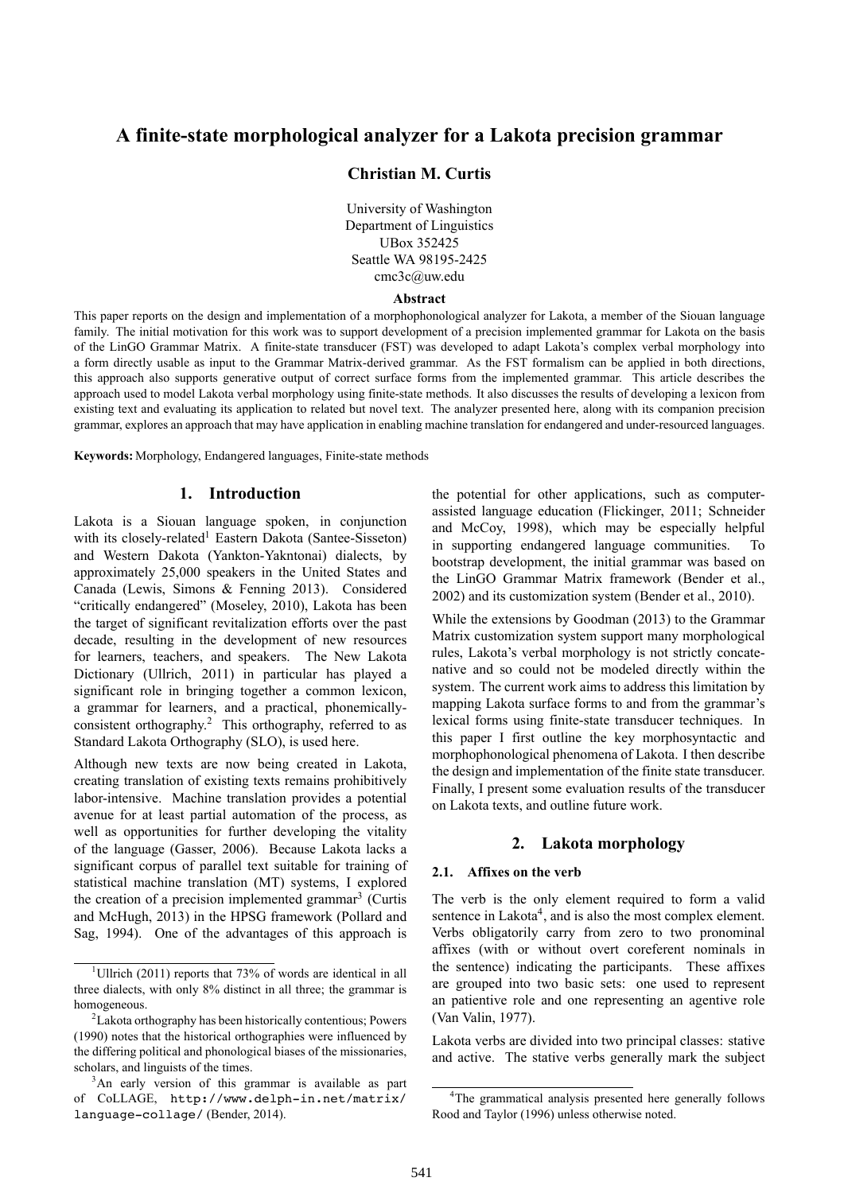# A finite-state morphological analyzer for a Lakota precision grammar

**Christian M. Curtis**

University of Washington
Department of Linguistics
UBox 352425
Seattle WA 98195-2425
cmc3c@uw.edu

### Abstract

This paper reports on the design and implementation of a morphophonological analyzer for Lakota, a member of the Siouan language family. The initial motivation for this work was to support development of a precision implemented grammar for Lakota on the basis of the LinGO Grammar Matrix. A finite-state transducer (FST) was developed to adapt Lakota's complex verbal morphology into a form directly usable as input to the Grammar Matrix-derived grammar. As the FST formalism can be applied in both directions, this approach also supports generative output of correct surface forms from the implemented grammar. This article describes the approach used to model Lakota verbal morphology using finite-state methods. It also discusses the results of developing a lexicon from existing text and evaluating its application to related but novel text. The analyzer presented here, along with its companion precision grammar, explores an approach that may have application in enabling machine translation for endangered and under-resourced languages.

**Keywords:** Morphology, Endangered languages, Finite-state methods

## 1. Introduction

Lakota is a Siouan language spoken, in conjunction with its closely-related[1] Eastern Dakota (Santee-Sisseton) and Western Dakota (Yankton-Yaknktonai) dialects, by approximately 25,000 speakers in the United States and Canada (Lewis, Simons & Fenning 2013). Considered "critically endangered" (Moseley, 2010), Lakota has been the target of significant revitalization efforts over the past decade, resulting in the development of new resources for learners, teachers, and speakers. The New Lakota Dictionary (Ullrich, 2011) in particular has played a significant role in bringing together a common lexicon, a grammar for learners, and a practical, phonemically-consistent orthography.[2] This orthography, referred to as Standard Lakota Orthography (SLO), is used here.

Although new texts are now being created in Lakota, creating translation of existing texts remains prohibitively labor-intensive. Machine translation provides a potential avenue for at least partial automation of the process, as well as opportunities for further developing the vitality of the language (Gasser, 2006). Because Lakota lacks a significant corpus of parallel text suitable for training of statistical machine translation (MT) systems, I explored the creation of a precision implemented grammar[3] (Curtis and McHugh, 2013) in the HPSG framework (Pollard and Sag, 1994). One of the advantages of this approach is the potential for other applications, such as computer-assisted language education (Flickinger, 2011; Schneider and McCoy, 1998), which may be especially helpful in supporting endangered language communities. To bootstrap development, the initial grammar was based on the LinGO Grammar Matrix framework (Bender et al., 2002) and its customization system (Bender et al., 2010).

While the extensions by Goodman (2013) to the Grammar Matrix customization system support many morphological rules, Lakota's verbal morphology is not strictly concatenative and so could not be modeled directly within the system. The current work aims to address this limitation by mapping Lakota surface forms to and from the grammar's lexical forms using finite-state transducer techniques. In this paper I first outline the key morphosyntactic and morphophonological phenomena of Lakota. I then describe the design and implementation of the finite state transducer. Finally, I present some evaluation results of the transducer on Lakota texts, and outline future work.

## 2. Lakota morphology

### 2.1. Affixes on the verb

The verb is the only element required to form a valid sentence in Lakota[4], and is also the most complex element. Verbs obligatorily carry from zero to two pronominal affixes (with or without overt coreferent nominals in the sentence) indicating the participants. These affixes are grouped into two basic sets: one used to represent an patientive role and one representing an agentive role (Van Valin, 1977).

Lakota verbs are divided into two principal classes: stative and active. The stative verbs generally mark the subject

---

[1] Ullrich (2011) reports that 73% of words are identical in all three dialects, with only 8% distinct in all three; the grammar is homogeneous.

[2] Lakota orthography has been historically contentious; Powers (1990) notes that the historical orthographies were influenced by the differing political and phonological biases of the missionaries, scholars, and linguists of the times.

[3] An early version of this grammar is available as part of CoLLAGE, http://www.delph-in.net/matrix/language-collage/ (Bender, 2014).

[4] The grammatical analysis presented here generally follows Rood and Taylor (1996) unless otherwise noted.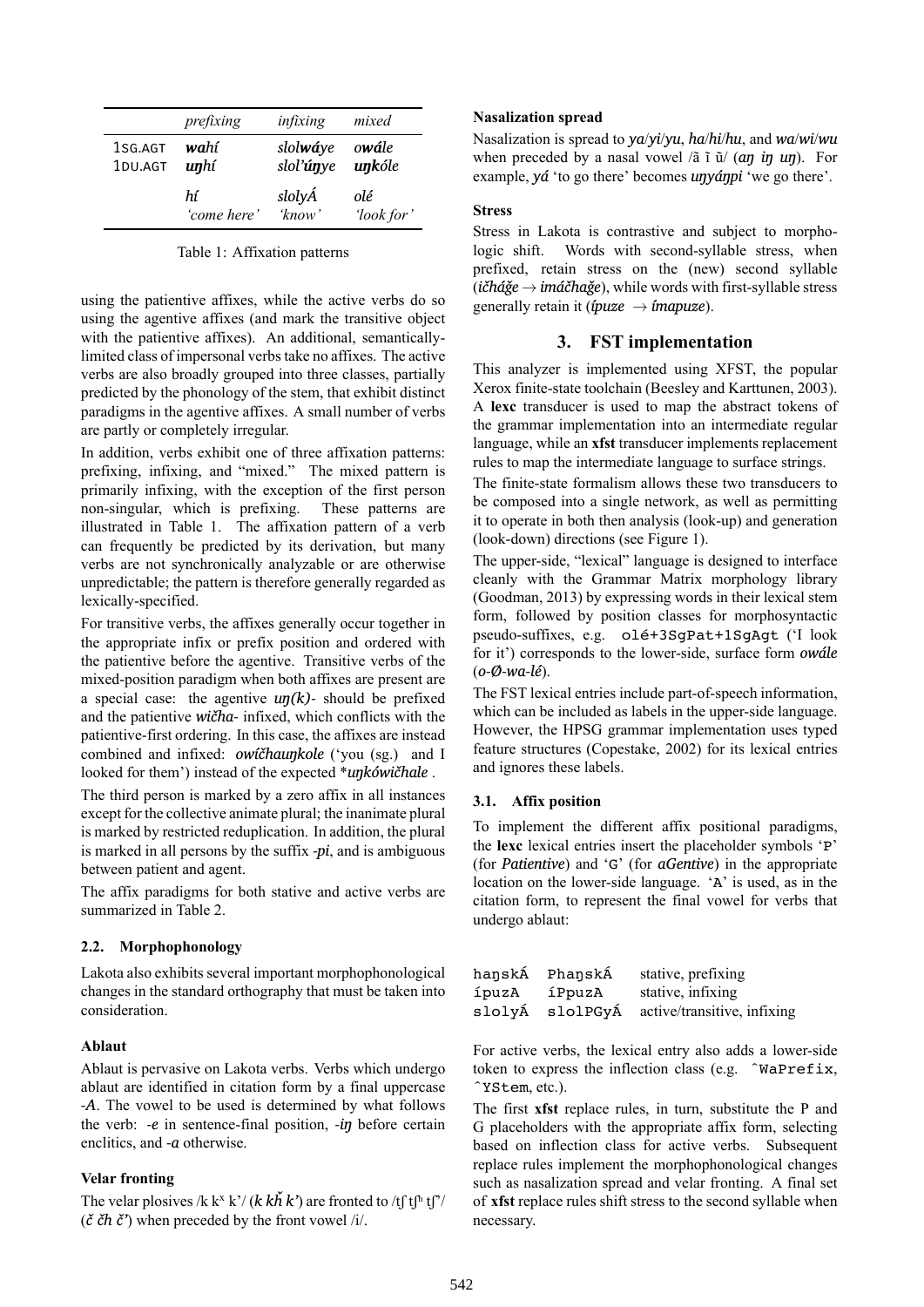|  | *prefixing* | *infixing* | *mixed* |
|---|---|---|---|
| 1SG.AGT | ***wa**hí* | *slol**wá**ye* | *o**wá**le* |
| 1DU.AGT | ***uŋ**hí* | *slol'**úŋ**ye* | ***uŋ**kóle* |
|  | *hí* | *slolyÁ* | *olé* |
|  | *'come here'* | *'know'* | *'look for'* |

Table 1: Affixation patterns

using the patientive affixes, while the active verbs do so using the agentive affixes (and mark the transitive object with the patientive affixes). An additional, semantically-limited class of impersonal verbs take no affixes. The active verbs are also broadly grouped into three classes, partially predicted by the phonology of the stem, that exhibit distinct paradigms in the agentive affixes. A small number of verbs are partly or completely irregular.

In addition, verbs exhibit one of three affixation patterns: prefixing, infixing, and "mixed." The mixed pattern is primarily infixing, with the exception of the first person non-singular, which is prefixing. These patterns are illustrated in Table 1. The affixation pattern of a verb can frequently be predicted by its derivation, but many verbs are not synchronically analyzable or are otherwise unpredictable; the pattern is therefore generally regarded as lexically-specified.

For transitive verbs, the affixes generally occur together in the appropriate infix or prefix position and ordered with the patientive before the agentive. Transitive verbs of the mixed-position paradigm when both affixes are present are a special case: the agentive *uŋ(k)-* should be prefixed and the patientive *wičha-* infixed, which conflicts with the patientive-first ordering. In this case, the affixes are instead combined and infixed: *owíčhauŋkole* ('you (sg.) and I looked for them') instead of the expected \**uŋkówičhale* .

The third person is marked by a zero affix in all instances except for the collective animate plural; the inanimate plural is marked by restricted reduplication. In addition, the plural is marked in all persons by the suffix *-pi*, and is ambiguous between patient and agent.

The affix paradigms for both stative and active verbs are summarized in Table 2.

### 2.2. Morphophonology

Lakota also exhibits several important morphophonological changes in the standard orthography that must be taken into consideration.

#### Ablaut

Ablaut is pervasive on Lakota verbs. Verbs which undergo ablaut are identified in citation form by a final uppercase *-A*. The vowel to be used is determined by what follows the verb: *-e* in sentence-final position, *-iŋ* before certain enclitics, and *-a* otherwise.

#### Velar fronting

The velar plosives /k kˣ k'/ (*k kȟ k'*) are fronted to /tʃ tʃʰ tʃʼ/ (*č čh č'*) when preceded by the front vowel /i/.

#### Nasalization spread

Nasalization is spread to *ya*/*yi*/*yu*, *ha*/*hi*/*hu*, and *wa*/*wi*/*wu* when preceded by a nasal vowel /ã ĩ ũ/ (*aŋ iŋ uŋ*). For example, *yá* 'to go there' becomes *uŋyáŋpi* 'we go there'.

#### Stress

Stress in Lakota is contrastive and subject to morphologic shift. Words with second-syllable stress, when prefixed, retain stress on the (new) second syllable (*ičháǧe* → *imáčhaǧe*), while words with first-syllable stress generally retain it (*ípuze* → *ímapuze*).

## 3. FST implementation

This analyzer is implemented using XFST, the popular Xerox finite-state toolchain (Beesley and Karttunen, 2003). A **lexc** transducer is used to map the abstract tokens of the grammar implementation into an intermediate regular language, while an **xfst** transducer implements replacement rules to map the intermediate language to surface strings.

The finite-state formalism allows these two transducers to be composed into a single network, as well as permitting it to operate in both then analysis (look-up) and generation (look-down) directions (see Figure 1).

The upper-side, "lexical" language is designed to interface cleanly with the Grammar Matrix morphology library (Goodman, 2013) by expressing words in their lexical stem form, followed by position classes for morphosyntactic pseudo-suffixes, e.g. `olé+3SgPat+1SgAgt` ('I look for it') corresponds to the lower-side, surface form *owále* (*o-Ø-wa-lé*).

The FST lexical entries include part-of-speech information, which can be included as labels in the upper-side language. However, the HPSG grammar implementation uses typed feature structures (Copestake, 2002) for its lexical entries and ignores these labels.

### 3.1. Affix position

To implement the different affix positional paradigms, the **lexc** lexical entries insert the placeholder symbols '`P`' (for *Patientive*) and '`G`' (for *aGentive*) in the appropriate location on the lower-side language. '`A`' is used, as in the citation form, to represent the final vowel for verbs that undergo ablaut:

|  |  |  |
|---|---|---|
| `haŋskÁ` | `PhaŋskÁ` | stative, prefixing |
| `ípuzA` | `íPpuzA` | stative, infixing |
| `slolyÁ` | `slolPGyÁ` | active/transitive, infixing |

For active verbs, the lexical entry also adds a lower-side token to express the inflection class (e.g. `^WaPrefix`, `^YStem`, etc.).

The first **xfst** replace rules, in turn, substitute the P and G placeholders with the appropriate affix form, selecting based on inflection class for active verbs. Subsequent replace rules implement the morphophonological changes such as nasalization spread and velar fronting. A final set of **xfst** replace rules shift stress to the second syllable when necessary.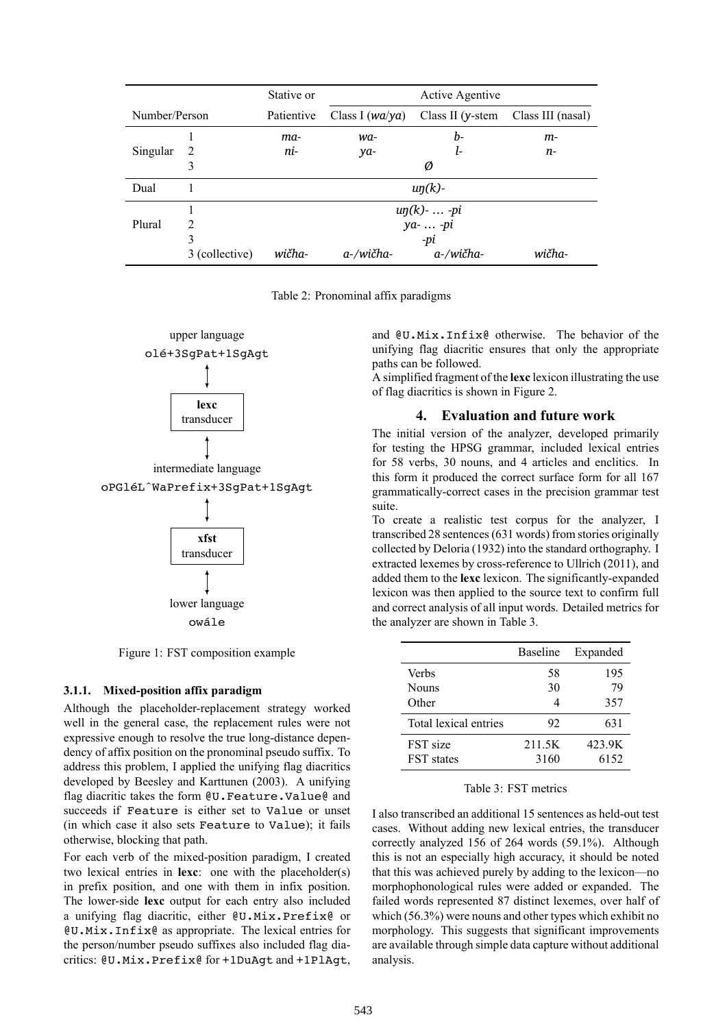| Number/Person | | Stative or Patientive | Active Agentive Class I (*wa*/*ya*) | Class II (*y*-stem | Class III (nasal) |
|---|---|---|---|---|---|
| Singular | 1 | *ma-* | *wa-* | *b-* | *m-* |
| | 2 | *ni-* | *ya-* | *l-* | *n-* |
| | 3 | | | *Ø* | |
| Dual | 1 | | | *uŋ(k)-* | |
| Plural | 1 | | | *uŋ(k)- … -pi* | |
| | 2 | | | *ya- … -pi* | |
| | 3 | | | *-pi* | |
| | 3 (collective) | *wičha-* | *a-/wičha-* | *a-/wičha-* | *wičha-* |

Table 2: Pronominal affix paradigms

upper language
`olé+3SgPat+1SgAgt`
↕
**lexc** transducer
↕
intermediate language
`oPGléL^WaPrefix+3SgPat+1SgAgt`
↕
**xfst** transducer
↕
lower language
`owále`

Figure 1: FST composition example

#### 3.1.1. Mixed-position affix paradigm

Although the placeholder-replacement strategy worked well in the general case, the replacement rules were not expressive enough to resolve the true long-distance dependency of affix position on the pronominal pseudo suffix. To address this problem, I applied the unifying flag diacritics developed by Beesley and Karttunen (2003). A unifying flag diacritic takes the form `@U.Feature.Value@` and succeeds if `Feature` is either set to `Value` or unset (in which case it also sets `Feature` to `Value`); it fails otherwise, blocking that path.

For each verb of the mixed-position paradigm, I created two lexical entries in **lexc**: one with the placeholder(s) in prefix position, and one with them in infix position. The lower-side **lexc** output for each entry also included a unifying flag diacritic, either `@U.Mix.Prefix@` or `@U.Mix.Infix@` as appropriate. The lexical entries for the person/number pseudo suffixes also included flag diacritics: `@U.Mix.Prefix@` for `+1DuAgt` and `+1PlAgt`, and `@U.Mix.Infix@` otherwise. The behavior of the unifying flag diacritic ensures that only the appropriate paths can be followed.

A simplified fragment of the **lexc** lexicon illustrating the use of flag diacritics is shown in Figure 2.

## 4. Evaluation and future work

The initial version of the analyzer, developed primarily for testing the HPSG grammar, included lexical entries for 58 verbs, 30 nouns, and 4 articles and enclitics. In this form it produced the correct surface form for all 167 grammatically-correct cases in the precision grammar test suite.

To create a realistic test corpus for the analyzer, I transcribed 28 sentences (631 words) from stories originally collected by Deloria (1932) into the standard orthography. I extracted lexemes by cross-reference to Ullrich (2011), and added them to the **lexc** lexicon. The significantly-expanded lexicon was then applied to the source text to confirm full and correct analysis of all input words. Detailed metrics for the analyzer are shown in Table 3.

| | Baseline | Expanded |
|---|---|---|
| Verbs | 58 | 195 |
| Nouns | 30 | 79 |
| Other | 4 | 357 |
| Total lexical entries | 92 | 631 |
| FST size | 211.5K | 423.9K |
| FST states | 3160 | 6152 |

Table 3: FST metrics

I also transcribed an additional 15 sentences as held-out test cases. Without adding new lexical entries, the transducer correctly analyzed 156 of 264 words (59.1%). Although this is not an especially high accuracy, it should be noted that this was achieved purely by adding to the lexicon—no morphophonological rules were added or expanded. The failed words represented 87 distinct lexemes, over half of which (56.3%) were nouns and other types which exhibit no morphology. This suggests that significant improvements are available through simple data capture without additional analysis.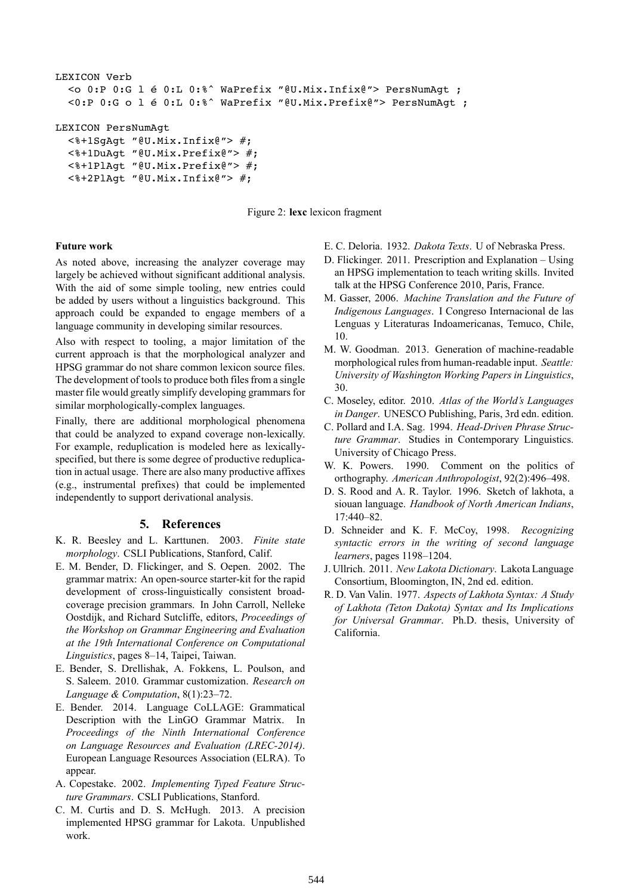```
LEXICON Verb
  <o 0:P 0:G l é 0:L 0:%^ WaPrefix ”@U.Mix.Infix@”> PersNumAgt ;
  <0:P 0:G o l é 0:L 0:%^ WaPrefix ”@U.Mix.Prefix@”> PersNumAgt ;

LEXICON PersNumAgt
  <%+1SgAgt ”@U.Mix.Infix@”> #;
  <%+1DuAgt ”@U.Mix.Prefix@”> #;
  <%+1PlAgt ”@U.Mix.Prefix@”> #;
  <%+2PlAgt ”@U.Mix.Infix@”> #;
```

Figure 2: **lexc** lexicon fragment

**Future work**

As noted above, increasing the analyzer coverage may largely be achieved without significant additional analysis. With the aid of some simple tooling, new entries could be added by users without a linguistics background. This approach could be expanded to engage members of a language community in developing similar resources.

Also with respect to tooling, a major limitation of the current approach is that the morphological analyzer and HPSG grammar do not share common lexicon source files. The development of tools to produce both files from a single master file would greatly simplify developing grammars for similar morphologically-complex languages.

Finally, there are additional morphological phenomena that could be analyzed to expand coverage non-lexically. For example, reduplication is modeled here as lexically-specified, but there is some degree of productive reduplication in actual usage. There are also many productive affixes (e.g., instrumental prefixes) that could be implemented independently to support derivational analysis.

## 5. References

K. R. Beesley and L. Karttunen. 2003. *Finite state morphology*. CSLI Publications, Stanford, Calif.

E. M. Bender, D. Flickinger, and S. Oepen. 2002. The grammar matrix: An open-source starter-kit for the rapid development of cross-linguistically consistent broad-coverage precision grammars. In John Carroll, Nelleke Oostdijk, and Richard Sutcliffe, editors, *Proceedings of the Workshop on Grammar Engineering and Evaluation at the 19th International Conference on Computational Linguistics*, pages 8–14, Taipei, Taiwan.

E. Bender, S. Drellishak, A. Fokkens, L. Poulson, and S. Saleem. 2010. Grammar customization. *Research on Language & Computation*, 8(1):23–72.

E. Bender. 2014. Language CoLLAGE: Grammatical Description with the LinGO Grammar Matrix. In *Proceedings of the Ninth International Conference on Language Resources and Evaluation (LREC-2014)*. European Language Resources Association (ELRA). To appear.

A. Copestake. 2002. *Implementing Typed Feature Structure Grammars*. CSLI Publications, Stanford.

C. M. Curtis and D. S. McHugh. 2013. A precision implemented HPSG grammar for Lakota. Unpublished work.

E. C. Deloria. 1932. *Dakota Texts*. U of Nebraska Press.

D. Flickinger. 2011. Prescription and Explanation – Using an HPSG implementation to teach writing skills. Invited talk at the HPSG Conference 2010, Paris, France.

M. Gasser, 2006. *Machine Translation and the Future of Indigenous Languages*. I Congreso Internacional de las Lenguas y Literaturas Indoamericanas, Temuco, Chile, 10.

M. W. Goodman. 2013. Generation of machine-readable morphological rules from human-readable input. *Seattle: University of Washington Working Papers in Linguistics*, 30.

C. Moseley, editor. 2010. *Atlas of the World's Languages in Danger*. UNESCO Publishing, Paris, 3rd edn. edition.

C. Pollard and I.A. Sag. 1994. *Head-Driven Phrase Structure Grammar*. Studies in Contemporary Linguistics. University of Chicago Press.

W. K. Powers. 1990. Comment on the politics of orthography. *American Anthropologist*, 92(2):496–498.

D. S. Rood and A. R. Taylor. 1996. Sketch of lakhota, a siouan language. *Handbook of North American Indians*, 17:440–82.

D. Schneider and K. F. McCoy, 1998. *Recognizing syntactic errors in the writing of second language learners*, pages 1198–1204.

J. Ullrich. 2011. *New Lakota Dictionary*. Lakota Language Consortium, Bloomington, IN, 2nd ed. edition.

R. D. Van Valin. 1977. *Aspects of Lakhota Syntax: A Study of Lakhota (Teton Dakota) Syntax and Its Implications for Universal Grammar*. Ph.D. thesis, University of California.